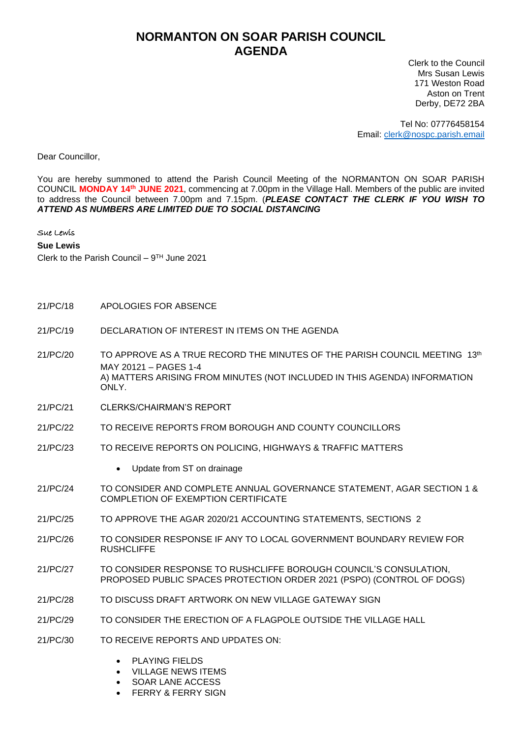# NORMANTON ON SOAR PARISH COUNCIL
# AGENDA

Clerk to the Council
Mrs Susan Lewis
171 Weston Road
Aston on Trent
Derby, DE72 2BA

Tel No: 07776458154
Email: clerk@nospc.parish.email

Dear Councillor,

You are hereby summoned to attend the Parish Council Meeting of the NORMANTON ON SOAR PARISH COUNCIL **MONDAY 14th JUNE 2021**, commencing at 7.00pm in the Village Hall. Members of the public are invited to address the Council between 7.00pm and 7.15pm. (***PLEASE CONTACT THE CLERK IF YOU WISH TO ATTEND AS NUMBERS ARE LIMITED DUE TO SOCIAL DISTANCING***

Sue Lewis

**Sue Lewis**
Clerk to the Parish Council – 9TH June 2021

21/PC/18 APOLOGIES FOR ABSENCE

21/PC/19 DECLARATION OF INTEREST IN ITEMS ON THE AGENDA

21/PC/20 TO APPROVE AS A TRUE RECORD THE MINUTES OF THE PARISH COUNCIL MEETING 13th MAY 20121 – PAGES 1-4
A) MATTERS ARISING FROM MINUTES (NOT INCLUDED IN THIS AGENDA) INFORMATION ONLY.

21/PC/21 CLERKS/CHAIRMAN'S REPORT

21/PC/22 TO RECEIVE REPORTS FROM BOROUGH AND COUNTY COUNCILLORS

21/PC/23 TO RECEIVE REPORTS ON POLICING, HIGHWAYS & TRAFFIC MATTERS

- Update from ST on drainage

21/PC/24 TO CONSIDER AND COMPLETE ANNUAL GOVERNANCE STATEMENT, AGAR SECTION 1 & COMPLETION OF EXEMPTION CERTIFICATE

21/PC/25 TO APPROVE THE AGAR 2020/21 ACCOUNTING STATEMENTS, SECTIONS 2

21/PC/26 TO CONSIDER RESPONSE IF ANY TO LOCAL GOVERNMENT BOUNDARY REVIEW FOR RUSHCLIFFE

21/PC/27 TO CONSIDER RESPONSE TO RUSHCLIFFE BOROUGH COUNCIL'S CONSULATION, PROPOSED PUBLIC SPACES PROTECTION ORDER 2021 (PSPO) (CONTROL OF DOGS)

21/PC/28 TO DISCUSS DRAFT ARTWORK ON NEW VILLAGE GATEWAY SIGN

21/PC/29 TO CONSIDER THE ERECTION OF A FLAGPOLE OUTSIDE THE VILLAGE HALL

21/PC/30 TO RECEIVE REPORTS AND UPDATES ON:

- PLAYING FIELDS
- VILLAGE NEWS ITEMS
- SOAR LANE ACCESS
- FERRY & FERRY SIGN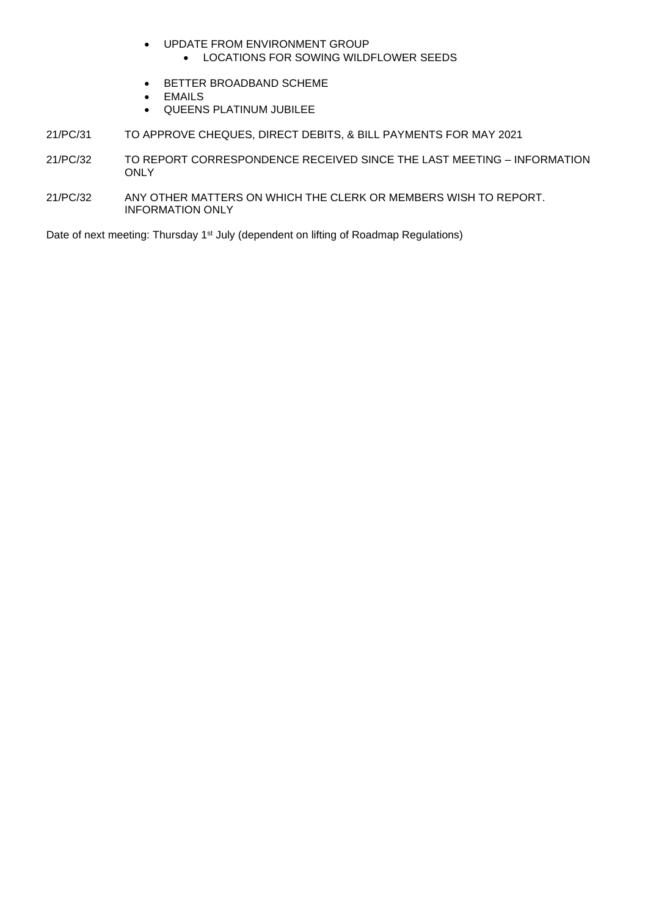- UPDATE FROM ENVIRONMENT GROUP
    - LOCATIONS FOR SOWING WILDFLOWER SEEDS
- BETTER BROADBAND SCHEME
- EMAILS
- QUEENS PLATINUM JUBILEE

21/PC/31 TO APPROVE CHEQUES, DIRECT DEBITS, & BILL PAYMENTS FOR MAY 2021

21/PC/32 TO REPORT CORRESPONDENCE RECEIVED SINCE THE LAST MEETING – INFORMATION ONLY

21/PC/32 ANY OTHER MATTERS ON WHICH THE CLERK OR MEMBERS WISH TO REPORT. INFORMATION ONLY

Date of next meeting: Thursday 1st July (dependent on lifting of Roadmap Regulations)